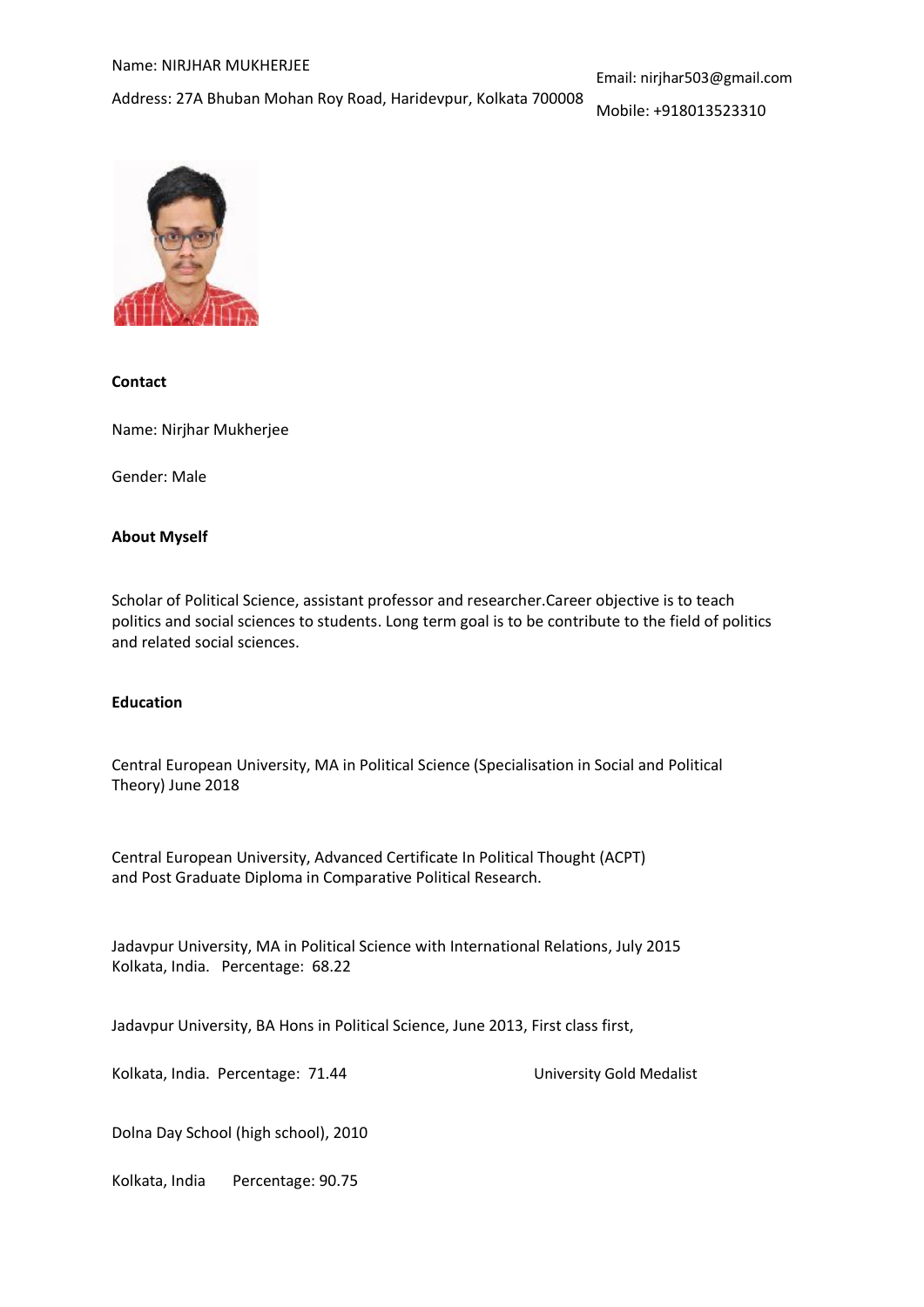Name: NIRJHAR MUKHERJEE

Address: 27A Bhuban Mohan Roy Road, Haridevpur, Kolkata 700008

Email: nirjhar503@gmail.com

Mobile: +918013523310

**Contact**

Name: Nirjhar Mukherjee

Gender: Male

**About Myself**

Scholar of Political Science, assistant professor and researcher.Career objective is to teach politics and social sciences to students. Long term goal is to be contribute to the field of politics and related social sciences.

**Education**

Central European University, MA in Political Science (Specialisation in Social and Political Theory) June 2018

Central European University, Advanced Certificate In Political Thought (ACPT)
and Post Graduate Diploma in Comparative Political Research.

Jadavpur University, MA in Political Science with International Relations, July 2015
Kolkata, India. Percentage: 68.22

Jadavpur University, BA Hons in Political Science, June 2013, First class first,

Kolkata, India. Percentage: 71.44 University Gold Medalist

Dolna Day School (high school), 2010

Kolkata, India Percentage: 90.75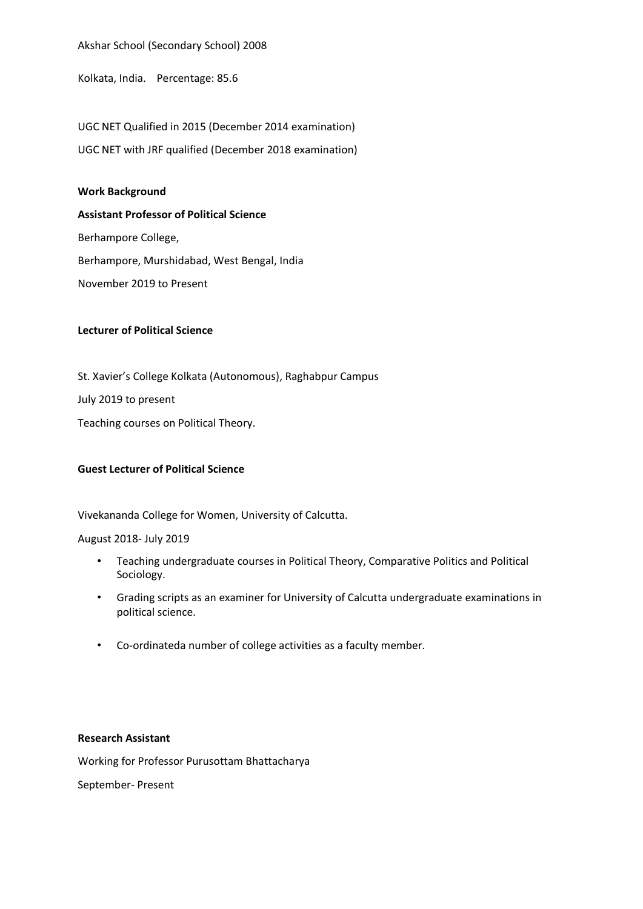Akshar School (Secondary School) 2008

Kolkata, India. Percentage: 85.6

UGC NET Qualified in 2015 (December 2014 examination)

UGC NET with JRF qualified (December 2018 examination)

**Work Background**

**Assistant Professor of Political Science**

Berhampore College,

Berhampore, Murshidabad, West Bengal, India

November 2019 to Present

**Lecturer of Political Science**

St. Xavier's College Kolkata (Autonomous), Raghabpur Campus

July 2019 to present

Teaching courses on Political Theory.

**Guest Lecturer of Political Science**

Vivekananda College for Women, University of Calcutta.

August 2018- July 2019

- Teaching undergraduate courses in Political Theory, Comparative Politics and Political Sociology.
- Grading scripts as an examiner for University of Calcutta undergraduate examinations in political science.
- Co-ordinateda number of college activities as a faculty member.

**Research Assistant**

Working for Professor Purusottam Bhattacharya

September- Present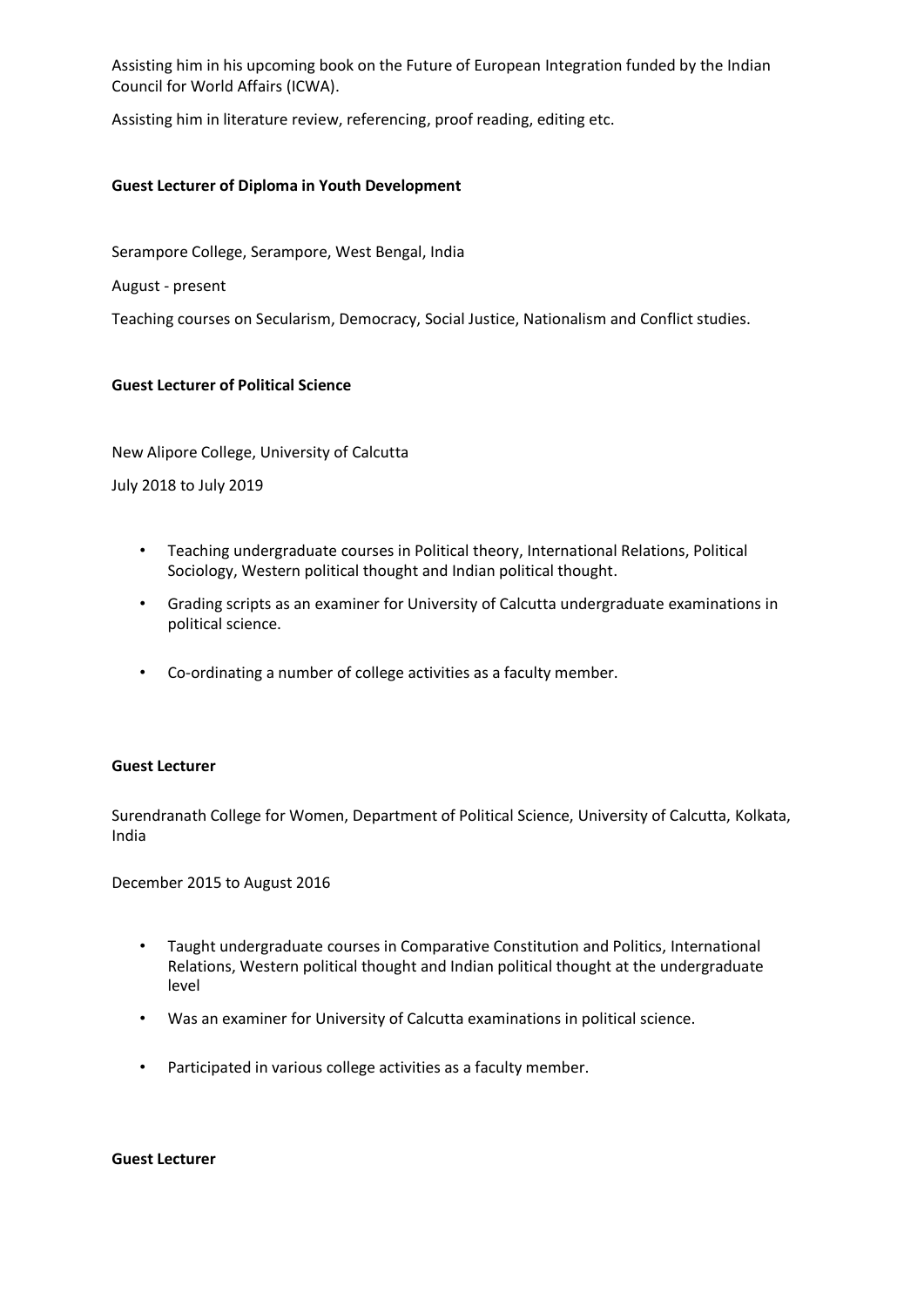Assisting him in his upcoming book on the Future of European Integration funded by the Indian Council for World Affairs (ICWA).

Assisting him in literature review, referencing, proof reading, editing etc.

**Guest Lecturer of Diploma in Youth Development**

Serampore College, Serampore, West Bengal, India

August - present

Teaching courses on Secularism, Democracy, Social Justice, Nationalism and Conflict studies.

**Guest Lecturer of Political Science**

New Alipore College, University of Calcutta

July 2018 to July 2019

- Teaching undergraduate courses in Political theory, International Relations, Political Sociology, Western political thought and Indian political thought.
- Grading scripts as an examiner for University of Calcutta undergraduate examinations in political science.
- Co-ordinating a number of college activities as a faculty member.

**Guest Lecturer**

Surendranath College for Women, Department of Political Science, University of Calcutta, Kolkata, India

December 2015 to August 2016

- Taught undergraduate courses in Comparative Constitution and Politics, International Relations, Western political thought and Indian political thought at the undergraduate level
- Was an examiner for University of Calcutta examinations in political science.
- Participated in various college activities as a faculty member.

**Guest Lecturer**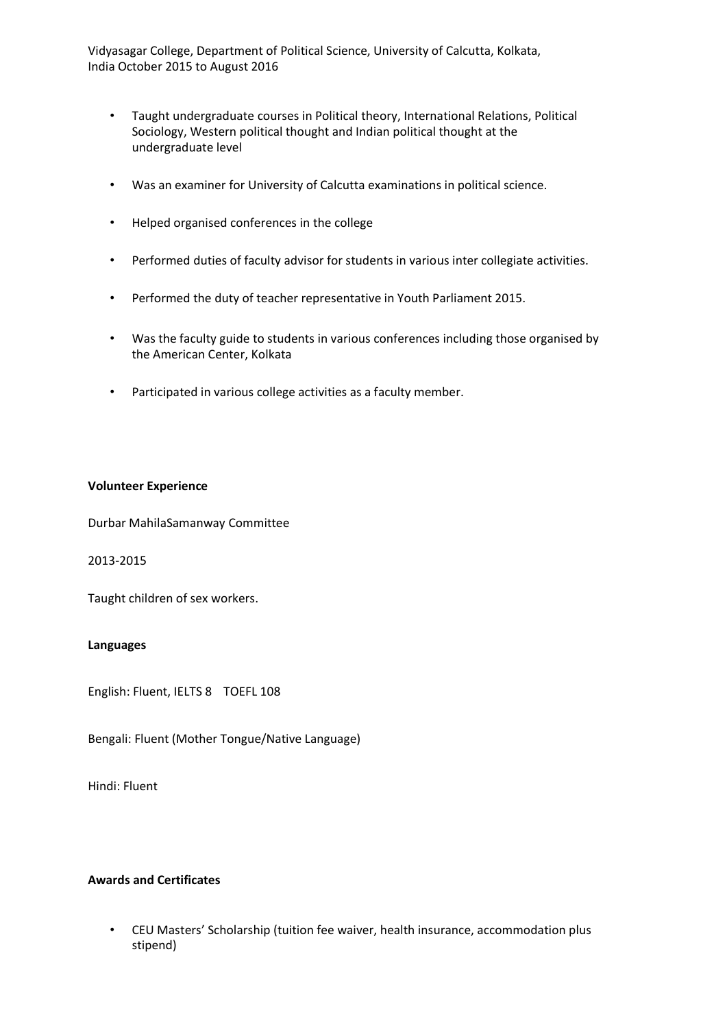Vidyasagar College, Department of Political Science, University of Calcutta, Kolkata, India October 2015 to August 2016

- Taught undergraduate courses in Political theory, International Relations, Political Sociology, Western political thought and Indian political thought at the undergraduate level
- Was an examiner for University of Calcutta examinations in political science.
- Helped organised conferences in the college
- Performed duties of faculty advisor for students in various inter collegiate activities.
- Performed the duty of teacher representative in Youth Parliament 2015.
- Was the faculty guide to students in various conferences including those organised by the American Center, Kolkata
- Participated in various college activities as a faculty member.

**Volunteer Experience**

Durbar MahilaSamanway Committee

2013-2015

Taught children of sex workers.

**Languages**

English: Fluent, IELTS 8 TOEFL 108

Bengali: Fluent (Mother Tongue/Native Language)

Hindi: Fluent

**Awards and Certificates**

- CEU Masters' Scholarship (tuition fee waiver, health insurance, accommodation plus stipend)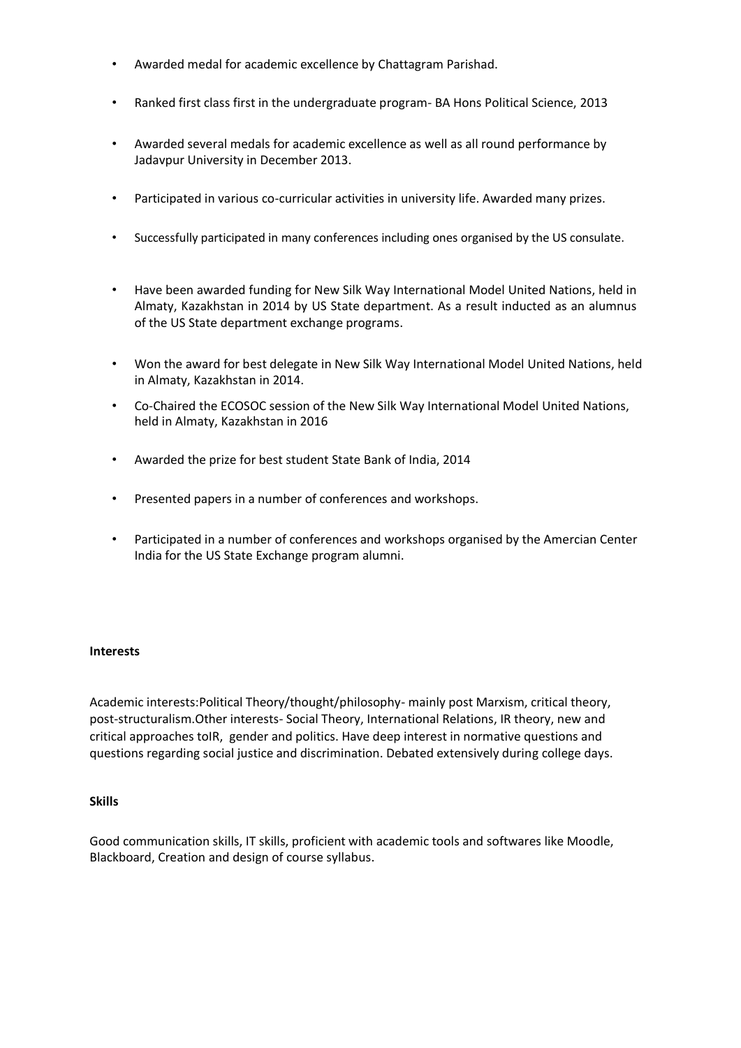- Awarded medal for academic excellence by Chattagram Parishad.
- Ranked first class first in the undergraduate program- BA Hons Political Science, 2013
- Awarded several medals for academic excellence as well as all round performance by Jadavpur University in December 2013.
- Participated in various co-curricular activities in university life. Awarded many prizes.
- Successfully participated in many conferences including ones organised by the US consulate.
- Have been awarded funding for New Silk Way International Model United Nations, held in Almaty, Kazakhstan in 2014 by US State department. As a result inducted as an alumnus of the US State department exchange programs.
- Won the award for best delegate in New Silk Way International Model United Nations, held in Almaty, Kazakhstan in 2014.
- Co-Chaired the ECOSOC session of the New Silk Way International Model United Nations, held in Almaty, Kazakhstan in 2016
- Awarded the prize for best student State Bank of India, 2014
- Presented papers in a number of conferences and workshops.
- Participated in a number of conferences and workshops organised by the Amercian Center India for the US State Exchange program alumni.

**Interests**

Academic interests:Political Theory/thought/philosophy- mainly post Marxism, critical theory, post-structuralism.Other interests- Social Theory, International Relations, IR theory, new and critical approaches toIR, gender and politics. Have deep interest in normative questions and questions regarding social justice and discrimination. Debated extensively during college days.

**Skills**

Good communication skills, IT skills, proficient with academic tools and softwares like Moodle, Blackboard, Creation and design of course syllabus.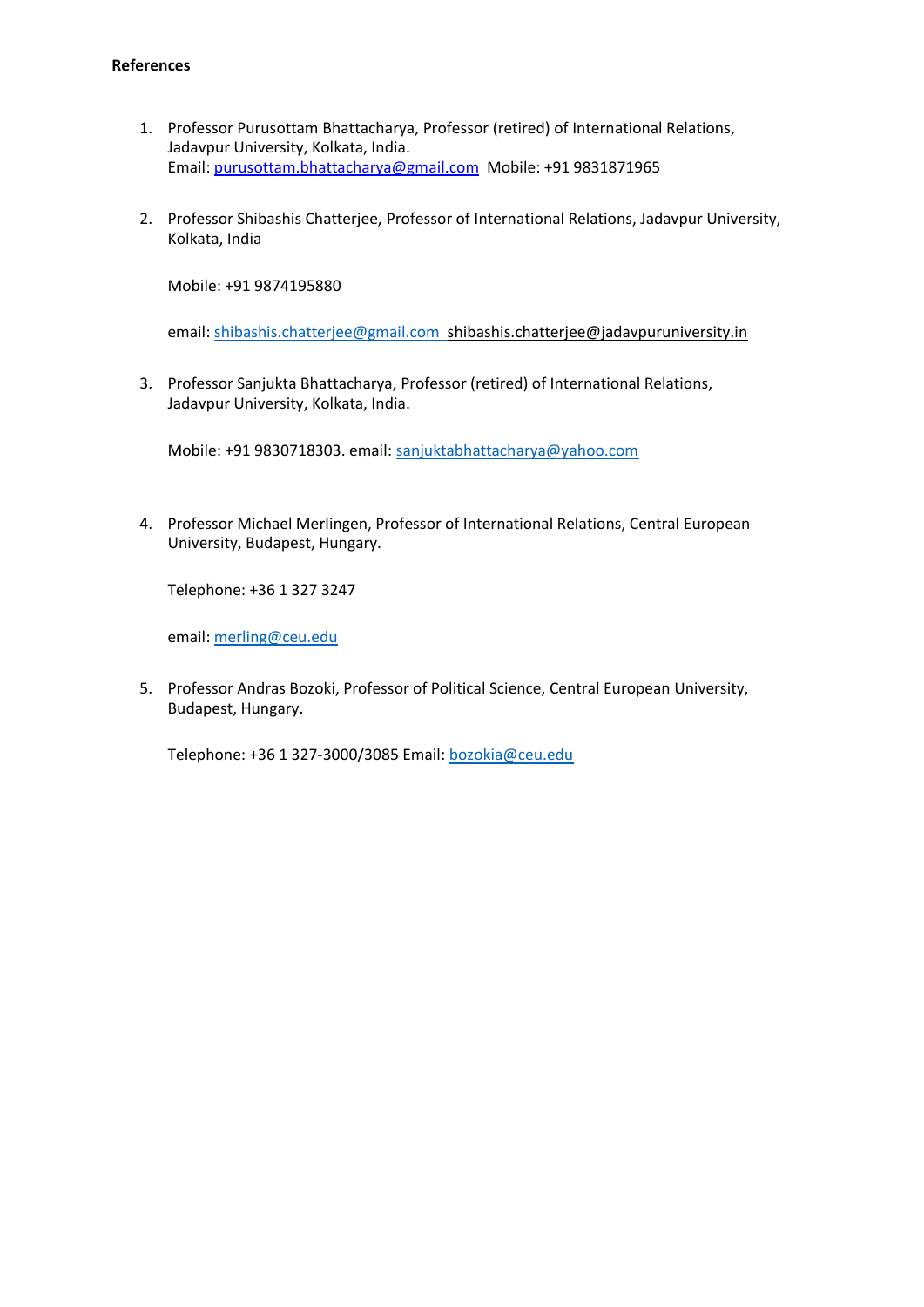**References**

1. Professor Purusottam Bhattacharya, Professor (retired) of International Relations, Jadavpur University, Kolkata, India.
   Email: purusottam.bhattacharya@gmail.com  Mobile: +91 9831871965

2. Professor Shibashis Chatterjee, Professor of International Relations, Jadavpur University, Kolkata, India

   Mobile: +91 9874195880

   email: shibashis.chatterjee@gmail.com  shibashis.chatterjee@jadavpuruniversity.in

3. Professor Sanjukta Bhattacharya, Professor (retired) of International Relations, Jadavpur University, Kolkata, India.

   Mobile: +91 9830718303. email: sanjuktabhattacharya@yahoo.com

4. Professor Michael Merlingen, Professor of International Relations, Central European University, Budapest, Hungary.

   Telephone: +36 1 327 3247

   email: merling@ceu.edu

5. Professor Andras Bozoki, Professor of Political Science, Central European University, Budapest, Hungary.

   Telephone: +36 1 327-3000/3085 Email: bozokia@ceu.edu